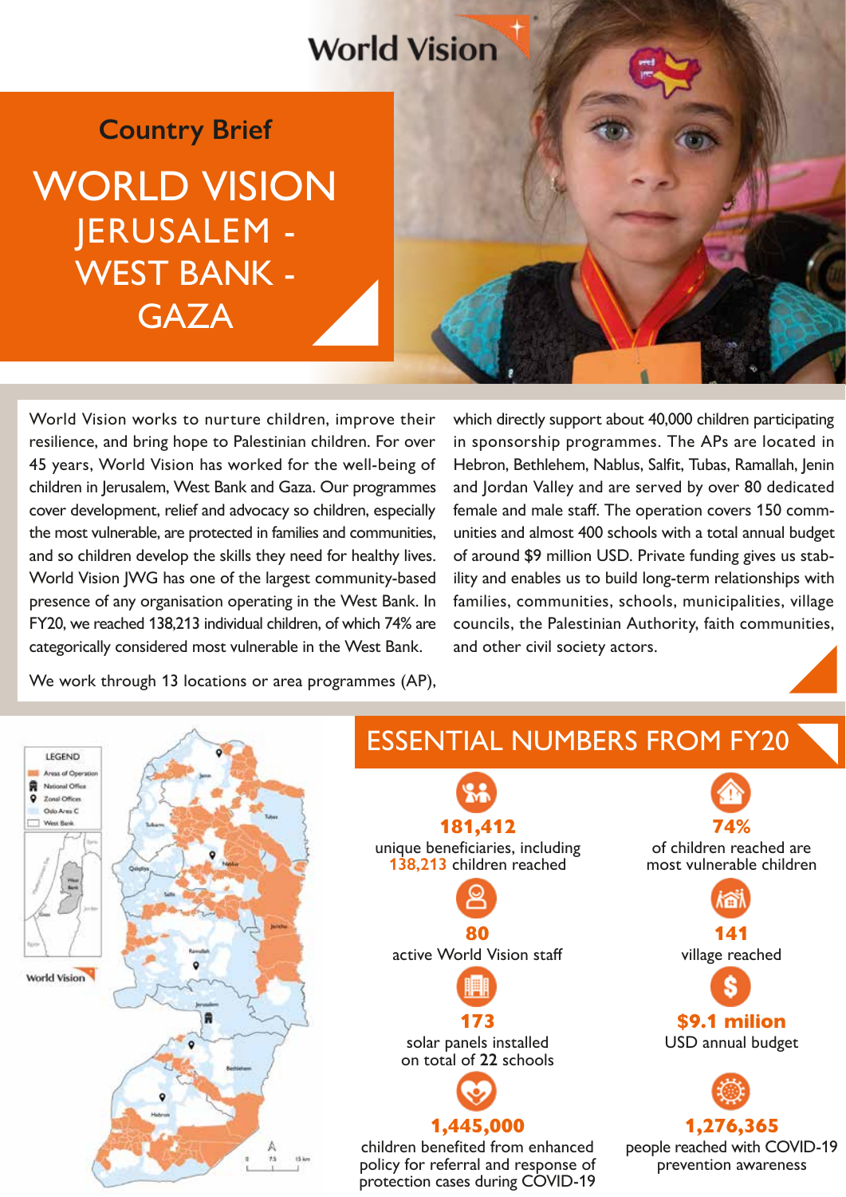World Vision

Country Brief

# WORLD VISION JERUSALEM - WEST BANK - GAZA

World Vision works to nurture children, improve their resilience, and bring hope to Palestinian children. For over 45 years, World Vision has worked for the well-being of children in Jerusalem, West Bank and Gaza. Our programmes cover development, relief and advocacy so children, especially the most vulnerable, are protected in families and communities, and so children develop the skills they need for healthy lives. World Vision JWG has one of the largest community-based presence of any organisation operating in the West Bank. In FY20, we reached 138,213 individual children, of which 74% are categorically considered most vulnerable in the West Bank.

We work through 13 locations or area programmes (AP), which directly support about 40,000 children participating in sponsorship programmes. The APs are located in Hebron, Bethlehem, Nablus, Salfit, Tubas, Ramallah, Jenin and Jordan Valley and are served by over 80 dedicated female and male staff. The operation covers 150 communities and almost 400 schools with a total annual budget of around $9 million USD. Private funding gives us stability and enables us to build long-term relationships with families, communities, schools, municipalities, village councils, the Palestinian Authority, faith communities, and other civil society actors.

LEGEND
- Areas of Operation
- National Office
- Zonal Offices
- Oslo Area C
- West Bank

## ESSENTIAL NUMBERS FROM FY20

**181,412**
unique beneficiaries, including **138,213** children reached

**74%**
of children reached are most vulnerable children

**80**
active World Vision staff

**141**
village reached

**173**
solar panels installed on total of **22** schools

**$9.1 milion**
USD annual budget

**1,445,000**
children benefited from enhanced policy for referral and response of protection cases during COVID-19

**1,276,365**
people reached with COVID-19 prevention awareness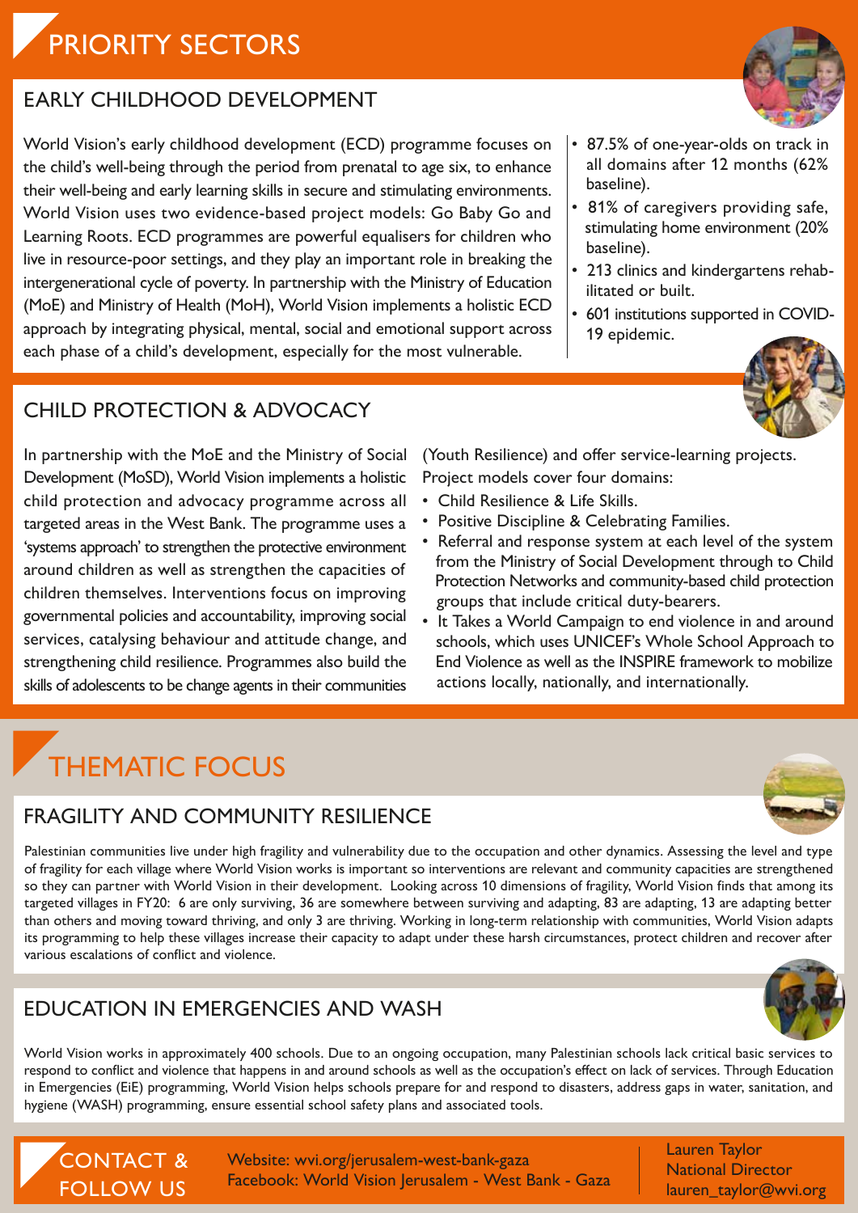# PRIORITY SECTORS

## EARLY CHILDHOOD DEVELOPMENT

World Vision's early childhood development (ECD) programme focuses on the child's well-being through the period from prenatal to age six, to enhance their well-being and early learning skills in secure and stimulating environments. World Vision uses two evidence-based project models: Go Baby Go and Learning Roots. ECD programmes are powerful equalisers for children who live in resource-poor settings, and they play an important role in breaking the intergenerational cycle of poverty. In partnership with the Ministry of Education (MoE) and Ministry of Health (MoH), World Vision implements a holistic ECD approach by integrating physical, mental, social and emotional support across each phase of a child's development, especially for the most vulnerable.

- 87.5% of one-year-olds on track in all domains after 12 months (62% baseline).
- 81% of caregivers providing safe, stimulating home environment (20% baseline).
- 213 clinics and kindergartens rehabilitated or built.
- 601 institutions supported in COVID-19 epidemic.

## CHILD PROTECTION & ADVOCACY

In partnership with the MoE and the Ministry of Social Development (MoSD), World Vision implements a holistic child protection and advocacy programme across all targeted areas in the West Bank. The programme uses a 'systems approach' to strengthen the protective environment around children as well as strengthen the capacities of children themselves. Interventions focus on improving governmental policies and accountability, improving social services, catalysing behaviour and attitude change, and strengthening child resilience. Programmes also build the skills of adolescents to be change agents in their communities (Youth Resilience) and offer service-learning projects. Project models cover four domains:

- Child Resilience & Life Skills.
- Positive Discipline & Celebrating Families.
- Referral and response system at each level of the system from the Ministry of Social Development through to Child Protection Networks and community-based child protection groups that include critical duty-bearers.
- It Takes a World Campaign to end violence in and around schools, which uses UNICEF's Whole School Approach to End Violence as well as the INSPIRE framework to mobilize actions locally, nationally, and internationally.

# THEMATIC FOCUS

## FRAGILITY AND COMMUNITY RESILIENCE

Palestinian communities live under high fragility and vulnerability due to the occupation and other dynamics. Assessing the level and type of fragility for each village where World Vision works is important so interventions are relevant and community capacities are strengthened so they can partner with World Vision in their development. Looking across 10 dimensions of fragility, World Vision finds that among its targeted villages in FY20: 6 are only surviving, 36 are somewhere between surviving and adapting, 83 are adapting, 13 are adapting better than others and moving toward thriving, and only 3 are thriving. Working in long-term relationship with communities, World Vision adapts its programming to help these villages increase their capacity to adapt under these harsh circumstances, protect children and recover after various escalations of conflict and violence.

## EDUCATION IN EMERGENCIES AND WASH

World Vision works in approximately 400 schools. Due to an ongoing occupation, many Palestinian schools lack critical basic services to respond to conflict and violence that happens in and around schools as well as the occupation's effect on lack of services. Through Education in Emergencies (EiE) programming, World Vision helps schools prepare for and respond to disasters, address gaps in water, sanitation, and hygiene (WASH) programming, ensure essential school safety plans and associated tools.

## CONTACT & FOLLOW US

Website: wvi.org/jerusalem-west-bank-gaza
Facebook: World Vision Jerusalem - West Bank - Gaza

Lauren Taylor
National Director
lauren_taylor@wvi.org